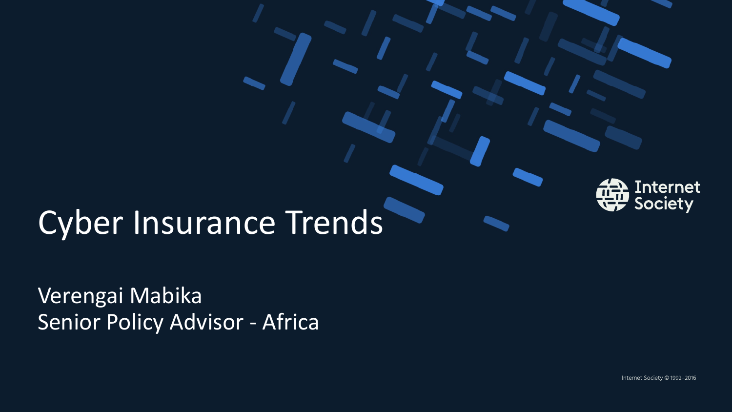# Cyber Insurance Trends

Verengai Mabika
Senior Policy Advisor - Africa

Internet Society

Internet Society © 1992–2016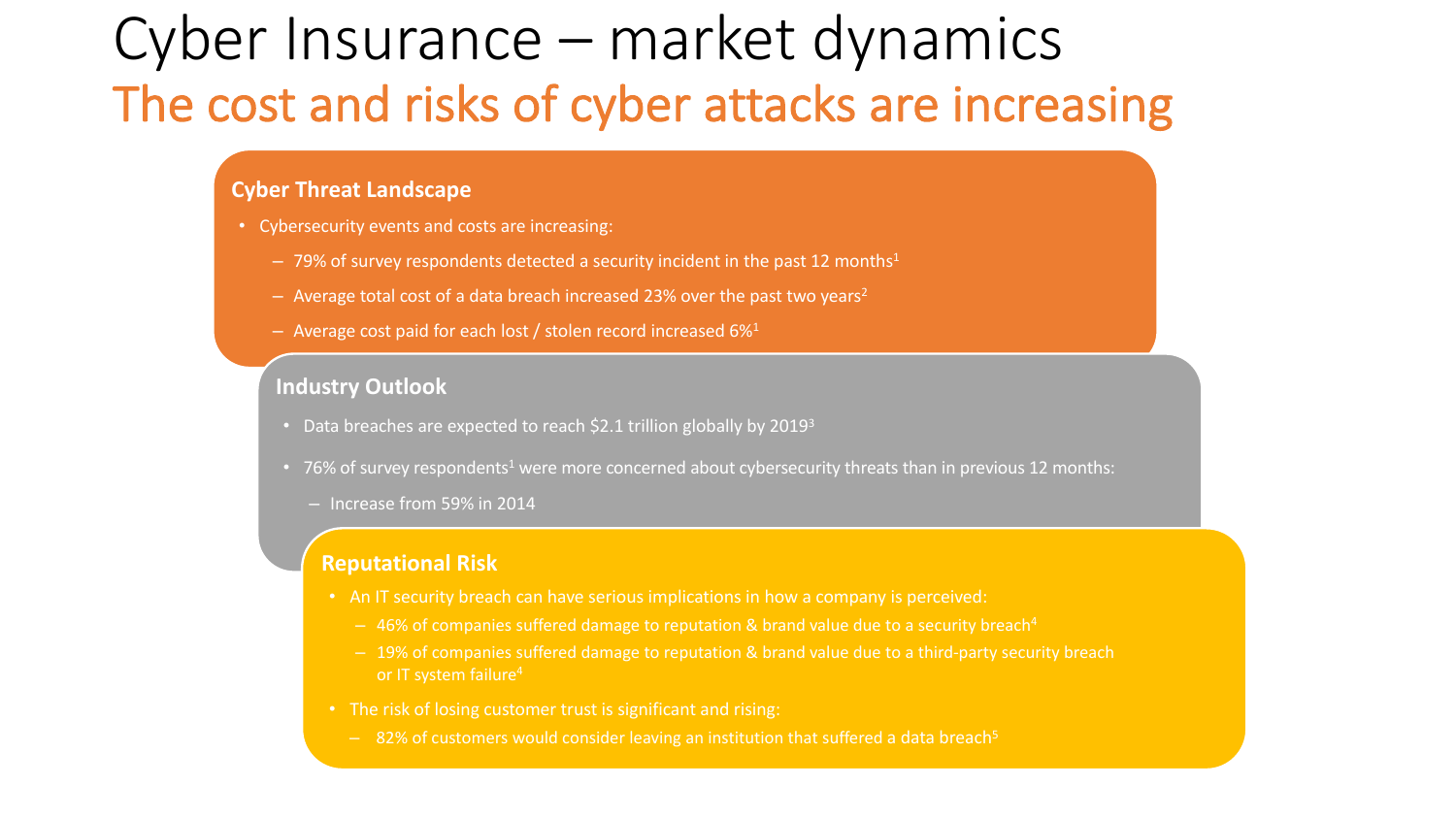# Cyber Insurance – market dynamics

## The cost and risks of cyber attacks are increasing

### Cyber Threat Landscape

- Cybersecurity events and costs are increasing:
  - 79% of survey respondents detected a security incident in the past 12 months[1]
  - Average total cost of a data breach increased 23% over the past two years[2]
  - Average cost paid for each lost / stolen record increased 6%[1]

### Industry Outlook

- Data breaches are expected to reach $2.1 trillion globally by 2019[3]
- 76% of survey respondents[1] were more concerned about cybersecurity threats than in previous 12 months:
  - Increase from 59% in 2014

### Reputational Risk

- An IT security breach can have serious implications in how a company is perceived:
  - 46% of companies suffered damage to reputation & brand value due to a security breach[4]
  - 19% of companies suffered damage to reputation & brand value due to a third-party security breach or IT system failure[4]
- The risk of losing customer trust is significant and rising:
  - 82% of customers would consider leaving an institution that suffered a data breach[5]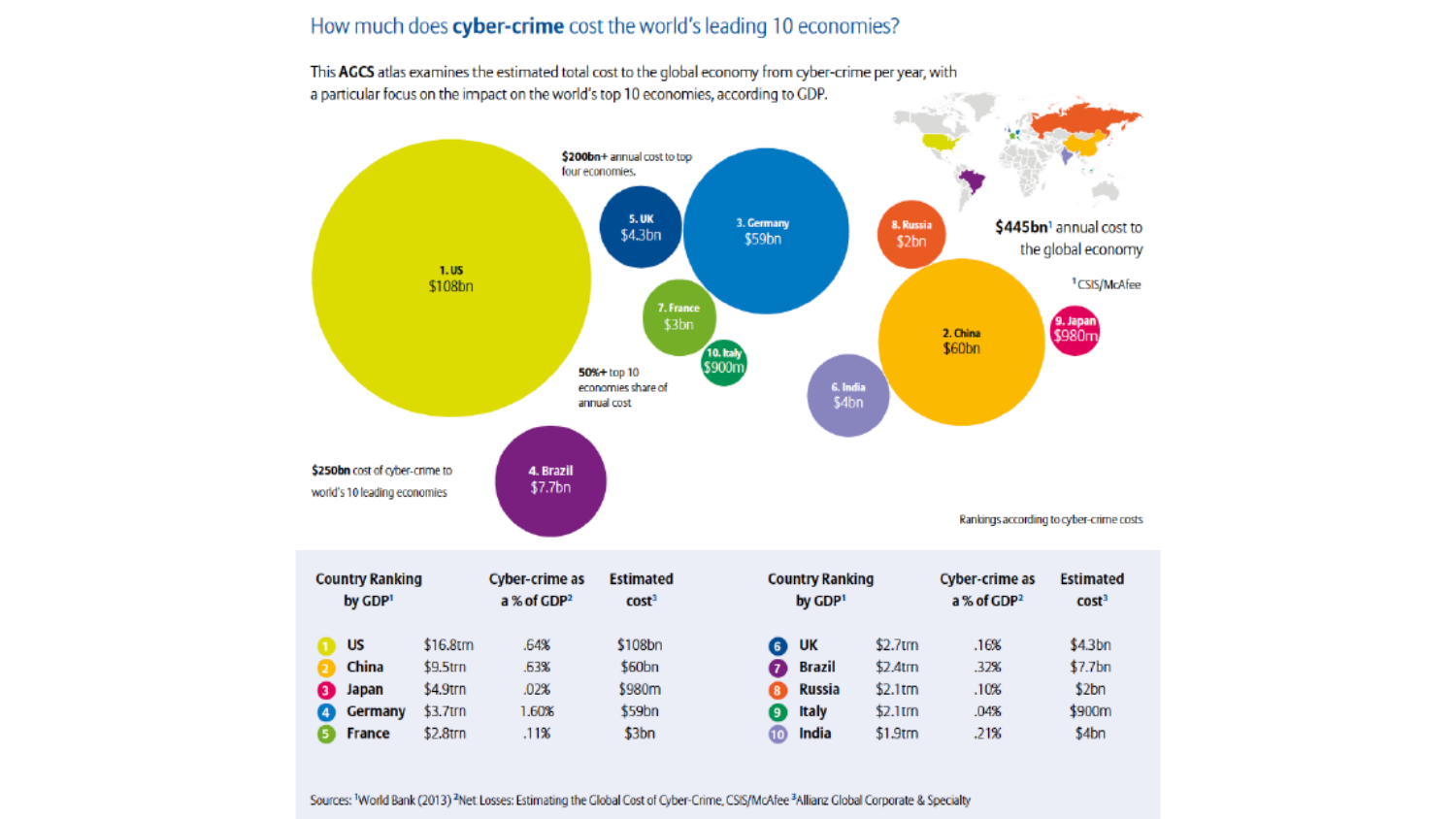## How much does **cyber-crime** cost the world's leading 10 economies?

This **AGCS** atlas examines the estimated total cost to the global economy from cyber-crime per year, with a particular focus on the impact on the world's top 10 economies, according to GDP.

**$200bn+** annual cost to top four economies.

1. US $108bn
2. China $60bn
3. Germany $59bn
4. Brazil $7.7bn
5. UK $4.3bn
6. India $4bn
7. France $3bn
8. Russia $2bn
9. Japan $980m
10. Italy $900m

**$445bn**[1] annual cost to the global economy

[1] CSIS/McAfee

**50%+** top 10 economies share of annual cost

**$250bn** cost of cyber-crime to world's 10 leading economies

Rankings according to cyber-crime costs

| Country Ranking by GDP[1] | | Cyber-crime as a % of GDP[2] | Estimated cost[3] |
|---|---|---|---|
| 1 US | $16.8trn | .64% | $108bn |
| 2 China | $9.5trn | .63% | $60bn |
| 3 Japan | $4.9trn | .02% | $980m |
| 4 Germany | $3.7trn | 1.60% | $59bn |
| 5 France | $2.8trn | .11% | $3bn |
| 6 UK | $2.7trn | .16% | $4.3bn |
| 7 Brazil | $2.4trn | .32% | $7.7bn |
| 8 Russia | $2.1trn | .10% | $2bn |
| 9 Italy | $2.1trn | .04% | $900m |
| 10 India | $1.9trn | .21% | $4bn |

Sources: [1]World Bank (2013) [2]Net Losses: Estimating the Global Cost of Cyber-Crime, CSIS/McAfee [3]Allianz Global Corporate & Specialty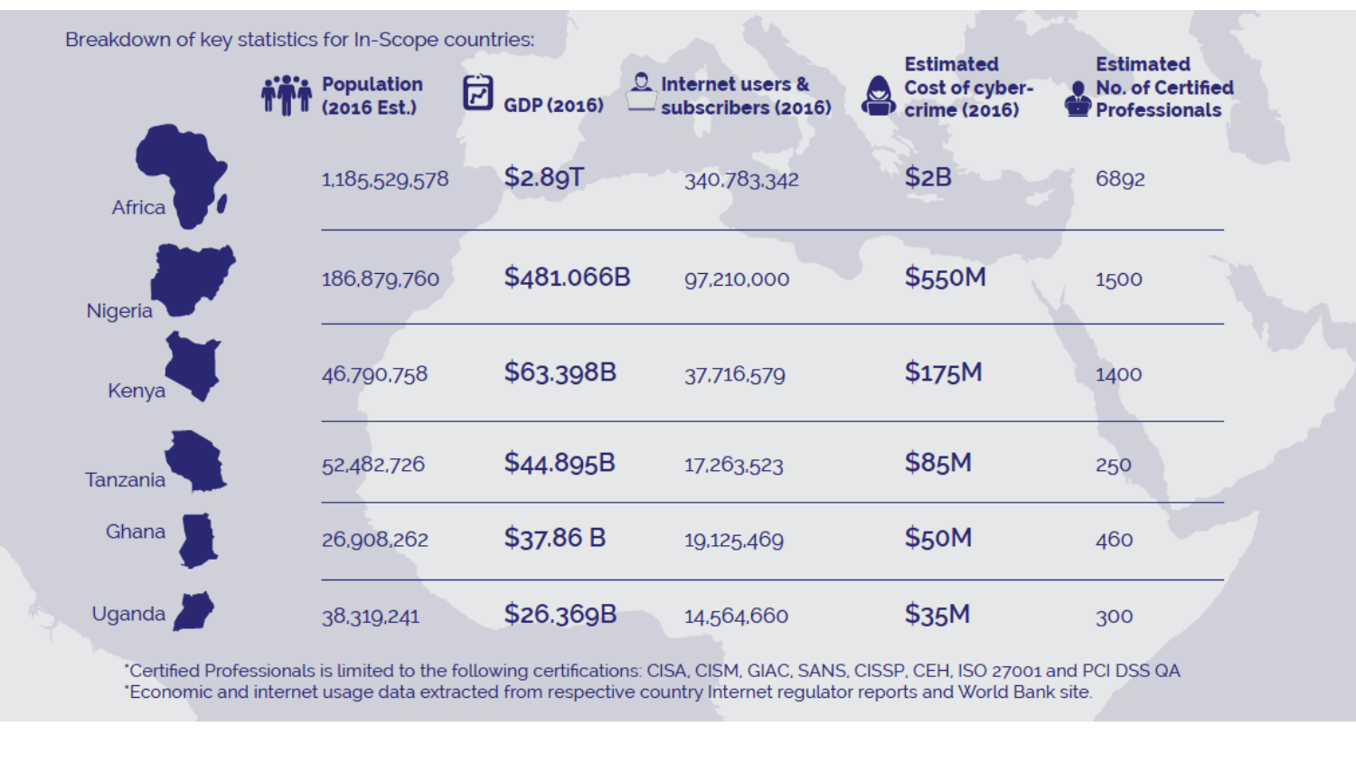Breakdown of key statistics for In-Scope countries:

| | Population (2016 Est.) | GDP (2016) | Internet users & subscribers (2016) | Estimated Cost of cyber-crime (2016) | Estimated No. of Certified Professionals |
|---|---|---|---|---|---|
| Africa | 1,185,529,578 | $2.89T | 340,783,342 | $2B | 6892 |
| Nigeria | 186,879,760 | $481.066B | 97,210,000 | $550M | 1500 |
| Kenya | 46,790,758 | $63.398B | 37,716,579 | $175M | 1400 |
| Tanzania | 52,482,726 | $44.895B | 17,263,523 | $85M | 250 |
| Ghana | 26,908,262 | $37.86 B | 19,125,469 | $50M | 460 |
| Uganda | 38,319,241 | $26.369B | 14,564,660 | $35M | 300 |

*Certified Professionals is limited to the following certifications: CISA, CISM, GIAC, SANS, CISSP, CEH, ISO 27001 and PCI DSS QA
*Economic and internet usage data extracted from respective country Internet regulator reports and World Bank site.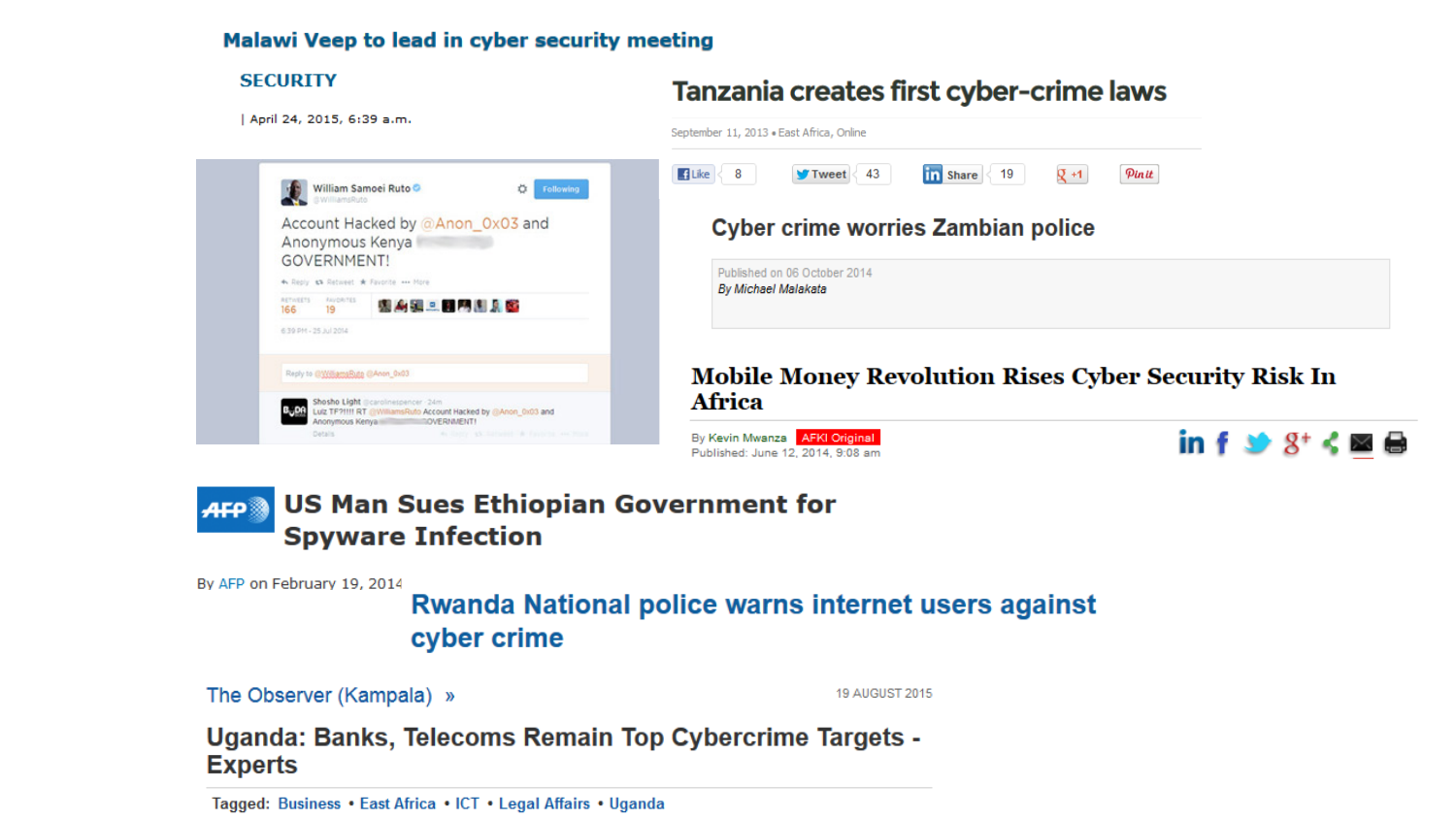## Malawi Veep to lead in cyber security meeting

SECURITY

| April 24, 2015, 6:39 a.m.

William Samoei Ruto @WilliamsRuto

Account Hacked by @Anon_0x03 and Anonymous Kenya GOVERNMENT!

## Tanzania creates first cyber-crime laws

September 11, 2013 • East Africa, Online

## Cyber crime worries Zambian police

Published on 06 October 2014

*By Michael Malakata*

## Mobile Money Revolution Rises Cyber Security Risk In Africa

By Kevin Mwanza AFKI Original

Published: June 12, 2014, 9:08 am

## US Man Sues Ethiopian Government for Spyware Infection

By AFP on February 19, 2014

## Rwanda National police warns internet users against cyber crime

The Observer (Kampala) »

19 AUGUST 2015

## Uganda: Banks, Telecoms Remain Top Cybercrime Targets - Experts

Tagged: Business • East Africa • ICT • Legal Affairs • Uganda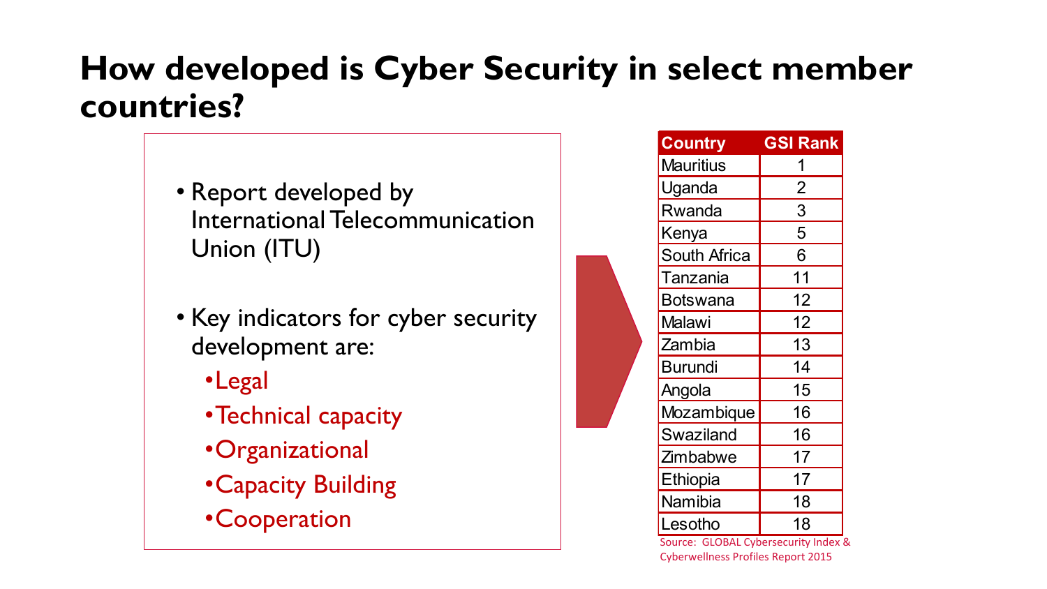# How developed is Cyber Security in select member countries?

- Report developed by International Telecommunication Union (ITU)
- Key indicators for cyber security development are:
  - Legal
  - Technical capacity
  - Organizational
  - Capacity Building
  - Cooperation

| Country | GSI Rank |
|---|---|
| Mauritius | 1 |
| Uganda | 2 |
| Rwanda | 3 |
| Kenya | 5 |
| South Africa | 6 |
| Tanzania | 11 |
| Botswana | 12 |
| Malawi | 12 |
| Zambia | 13 |
| Burundi | 14 |
| Angola | 15 |
| Mozambique | 16 |
| Swaziland | 16 |
| Zimbabwe | 17 |
| Ethiopia | 17 |
| Namibia | 18 |
| Lesotho | 18 |

Source: GLOBAL Cybersecurity Index & Cyberwellness Profiles Report 2015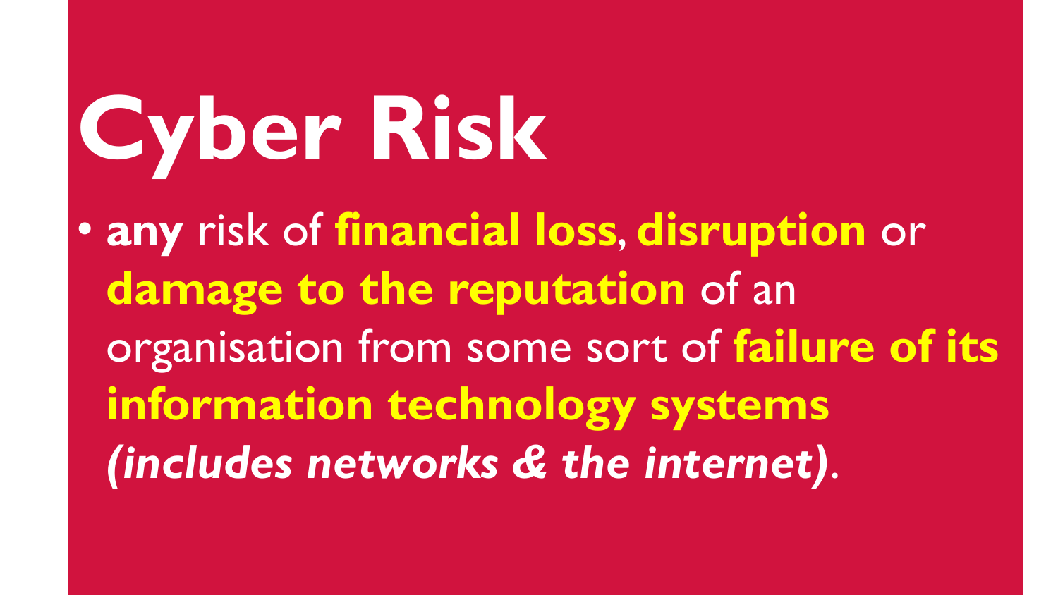# Cyber Risk

- **any** risk of **financial loss**, **disruption** or **damage to the reputation** of an organisation from some sort of **failure of its information technology systems** ***(includes networks & the internet)***.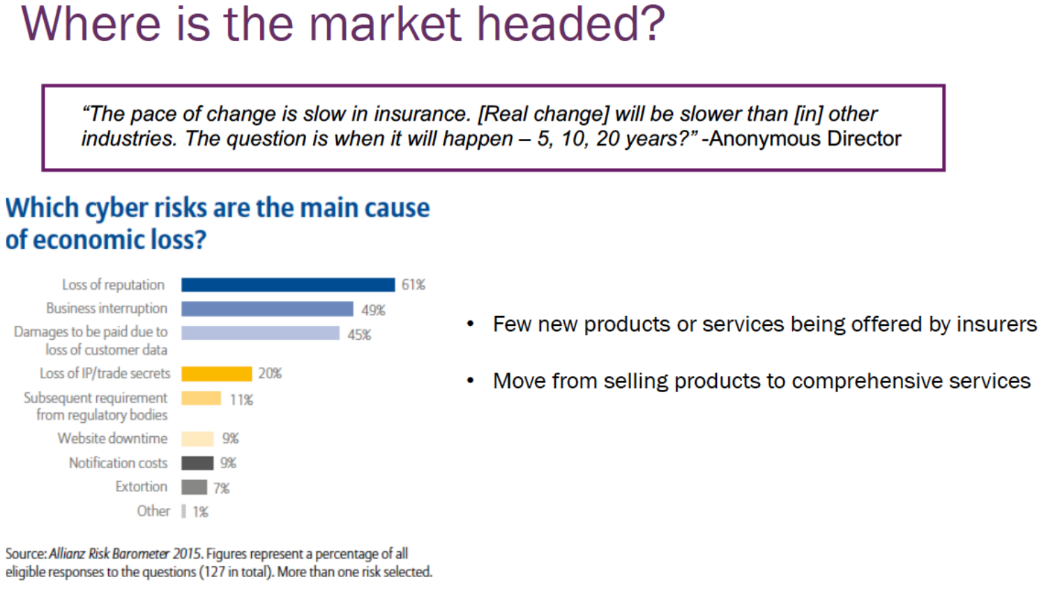# Where is the market headed?

> *"The pace of change is slow in insurance. [Real change] will be slower than [in] other industries. The question is when it will happen – 5, 10, 20 years?"* -Anonymous Director

## Which cyber risks are the main cause of economic loss?

| Risk | Percentage |
|---|---|
| Loss of reputation | 61% |
| Business interruption | 49% |
| Damages to be paid due to loss of customer data | 45% |
| Loss of IP/trade secrets | 20% |
| Subsequent requirement from regulatory bodies | 11% |
| Website downtime | 9% |
| Notification costs | 9% |
| Extortion | 7% |
| Other | 1% |

Source: *Allianz Risk Barometer 2015*. Figures represent a percentage of all eligible responses to the questions (127 in total). More than one risk selected.

- Few new products or services being offered by insurers
- Move from selling products to comprehensive services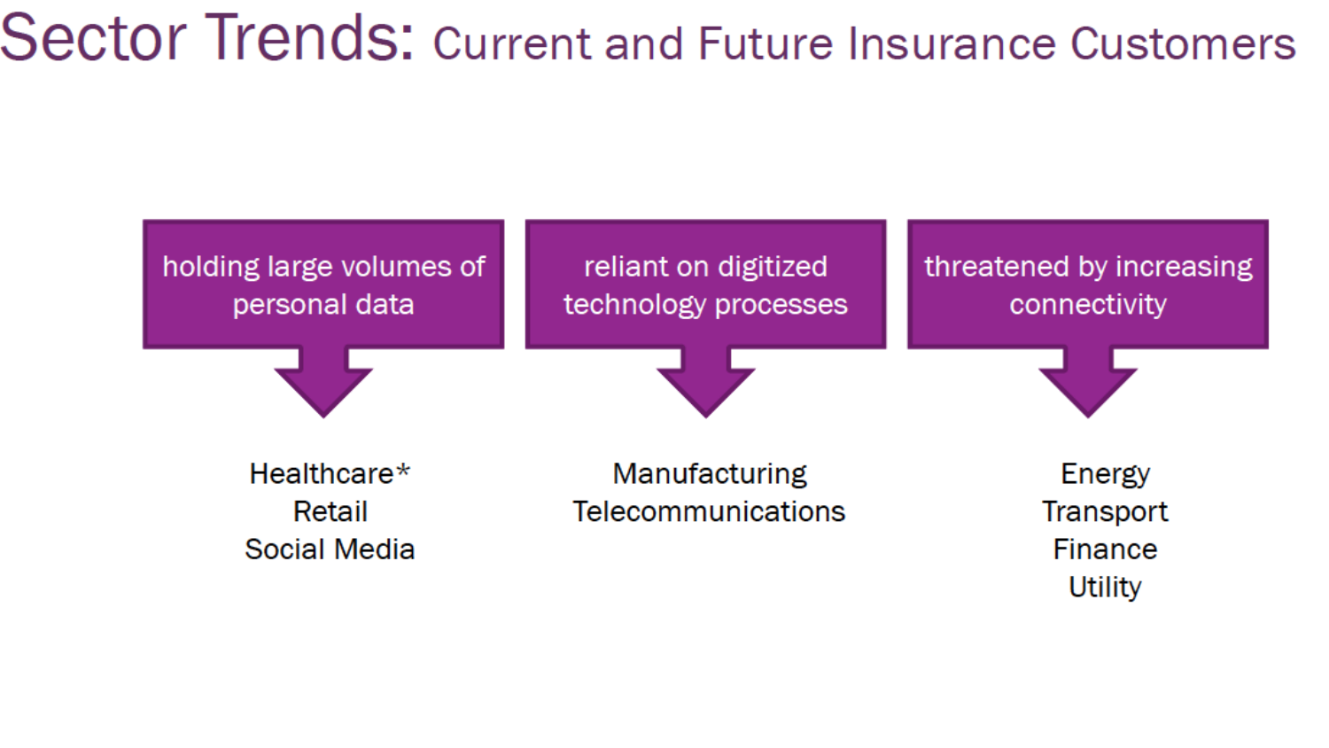# Sector Trends: Current and Future Insurance Customers

**holding large volumes of personal data**

Healthcare*
Retail
Social Media

**reliant on digitized technology processes**

Manufacturing
Telecommunications

**threatened by increasing connectivity**

Energy
Transport
Finance
Utility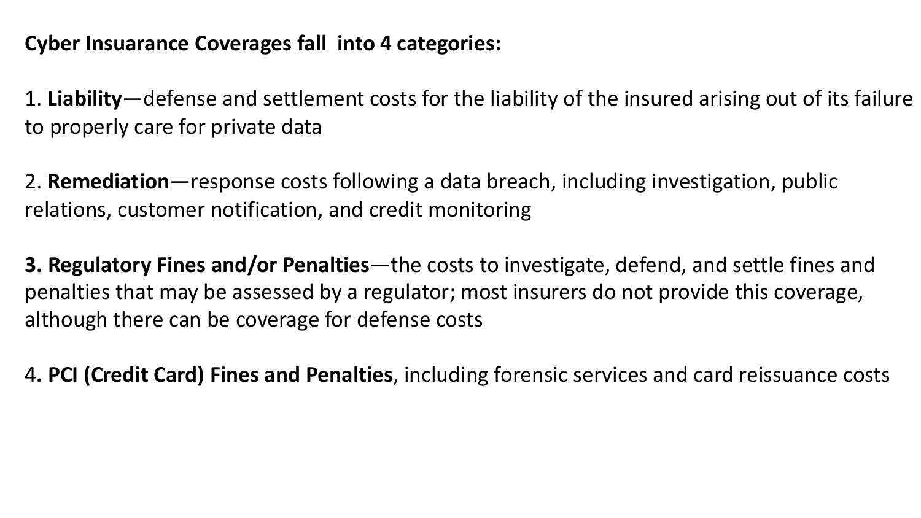**Cyber Insuarance Coverages fall into 4 categories:**

1. **Liability**—defense and settlement costs for the liability of the insured arising out of its failure to properly care for private data

2. **Remediation**—response costs following a data breach, including investigation, public relations, customer notification, and credit monitoring

**3. Regulatory Fines and/or Penalties**—the costs to investigate, defend, and settle fines and penalties that may be assessed by a regulator; most insurers do not provide this coverage, although there can be coverage for defense costs

4**. PCI (Credit Card) Fines and Penalties**, including forensic services and card reissuance costs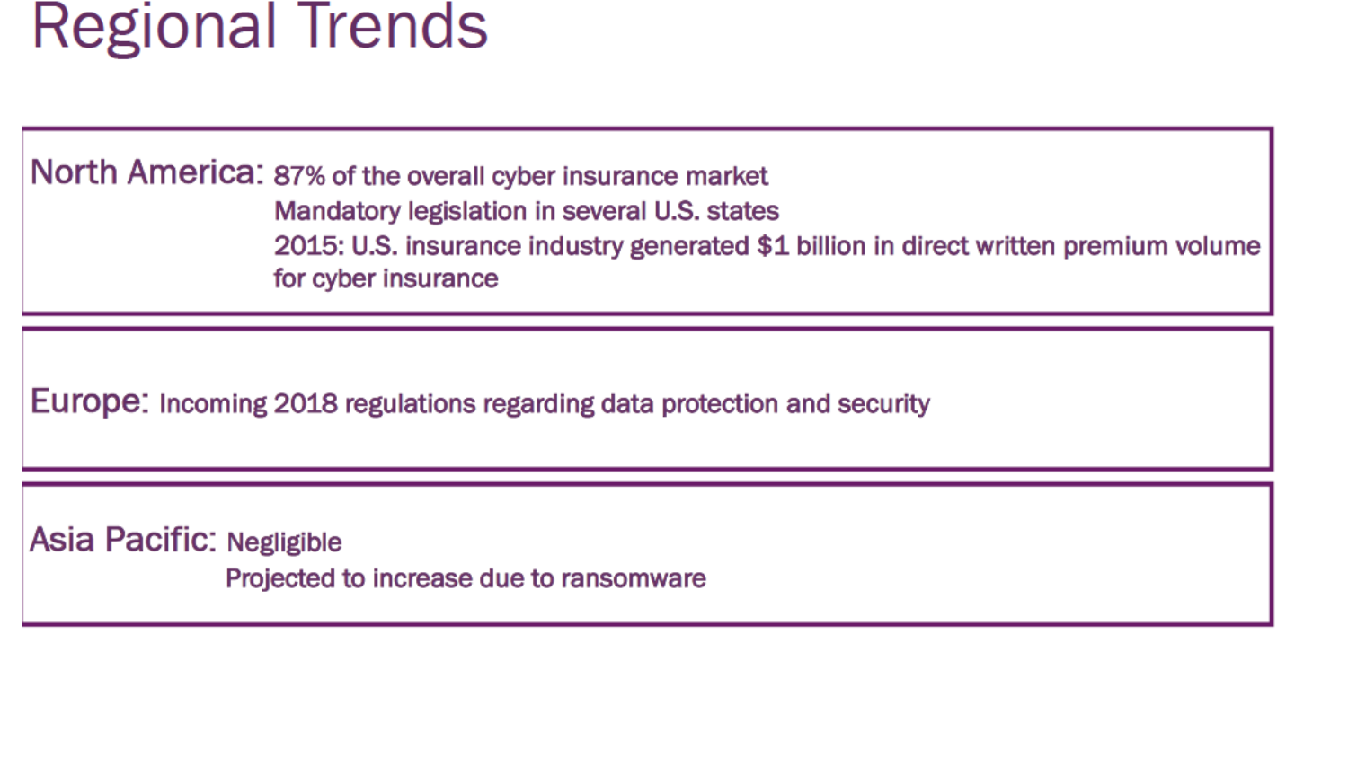# Regional Trends

**North America:**
- 87% of the overall cyber insurance market
- Mandatory legislation in several U.S. states
- 2015: U.S. insurance industry generated $1 billion in direct written premium volume for cyber insurance

**Europe:**
- Incoming 2018 regulations regarding data protection and security

**Asia Pacific:**
- Negligible
- Projected to increase due to ransomware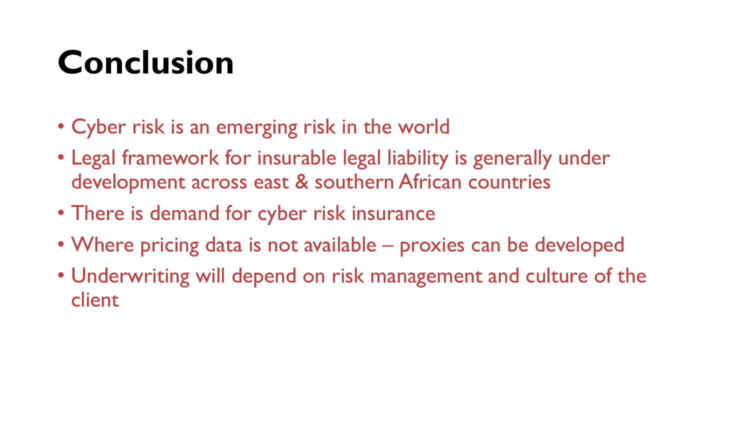# Conclusion

- Cyber risk is an emerging risk in the world
- Legal framework for insurable legal liability is generally under development across east & southern African countries
- There is demand for cyber risk insurance
- Where pricing data is not available – proxies can be developed
- Underwriting will depend on risk management and culture of the client